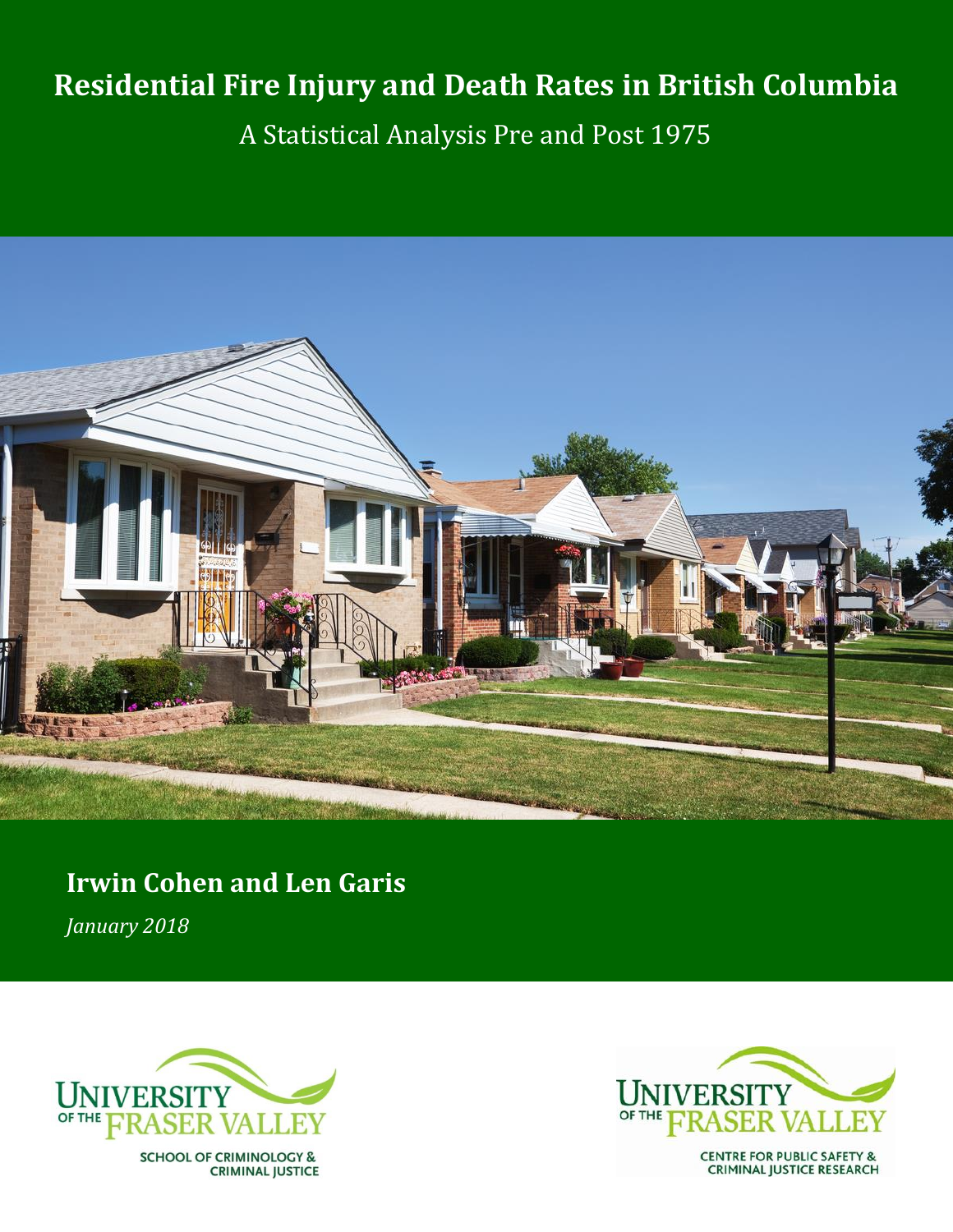# Residential Fire Injury and Death Rates in British Columbia

## A Statistical Analysis Pre and Post 1975

**Irwin Cohen and Len Garis**

*January 2018*

UNIVERSITY OF THE FRASER VALLEY
SCHOOL OF CRIMINOLOGY & CRIMINAL JUSTICE

UNIVERSITY OF THE FRASER VALLEY
CENTRE FOR PUBLIC SAFETY & CRIMINAL JUSTICE RESEARCH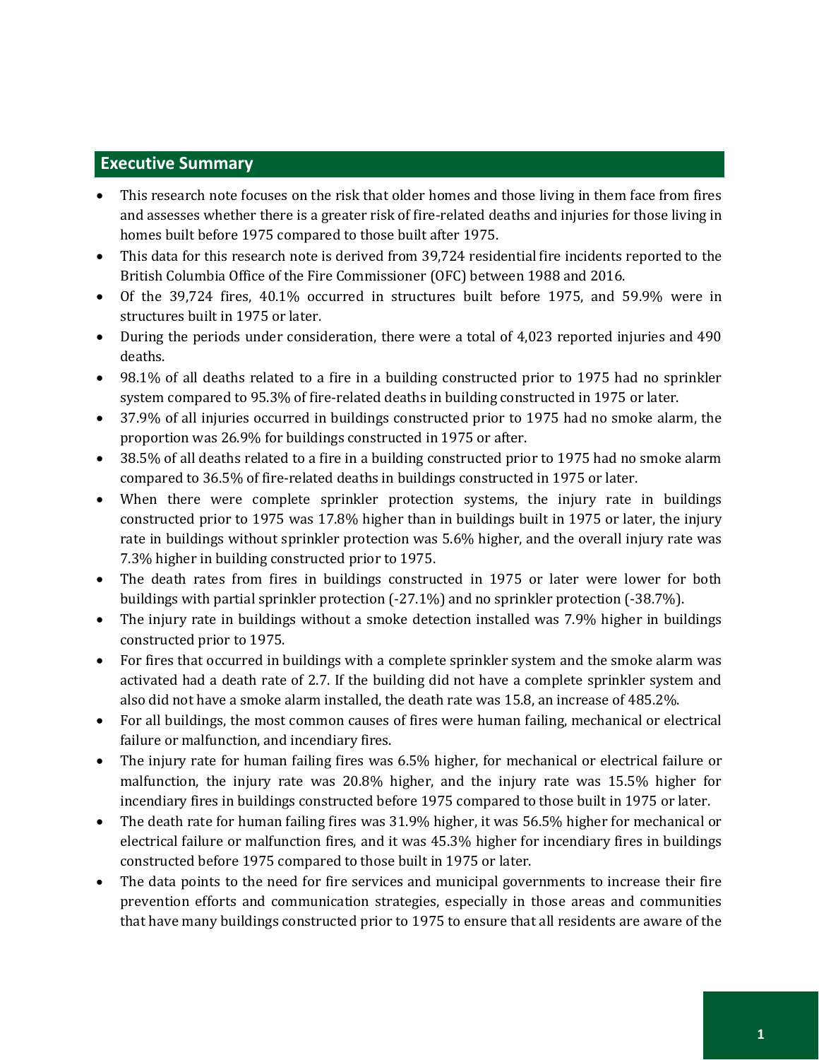## Executive Summary

- This research note focuses on the risk that older homes and those living in them face from fires and assesses whether there is a greater risk of fire-related deaths and injuries for those living in homes built before 1975 compared to those built after 1975.
- This data for this research note is derived from 39,724 residential fire incidents reported to the British Columbia Office of the Fire Commissioner (OFC) between 1988 and 2016.
- Of the 39,724 fires, 40.1% occurred in structures built before 1975, and 59.9% were in structures built in 1975 or later.
- During the periods under consideration, there were a total of 4,023 reported injuries and 490 deaths.
- 98.1% of all deaths related to a fire in a building constructed prior to 1975 had no sprinkler system compared to 95.3% of fire-related deaths in building constructed in 1975 or later.
- 37.9% of all injuries occurred in buildings constructed prior to 1975 had no smoke alarm, the proportion was 26.9% for buildings constructed in 1975 or after.
- 38.5% of all deaths related to a fire in a building constructed prior to 1975 had no smoke alarm compared to 36.5% of fire-related deaths in buildings constructed in 1975 or later.
- When there were complete sprinkler protection systems, the injury rate in buildings constructed prior to 1975 was 17.8% higher than in buildings built in 1975 or later, the injury rate in buildings without sprinkler protection was 5.6% higher, and the overall injury rate was 7.3% higher in building constructed prior to 1975.
- The death rates from fires in buildings constructed in 1975 or later were lower for both buildings with partial sprinkler protection (-27.1%) and no sprinkler protection (-38.7%).
- The injury rate in buildings without a smoke detection installed was 7.9% higher in buildings constructed prior to 1975.
- For fires that occurred in buildings with a complete sprinkler system and the smoke alarm was activated had a death rate of 2.7. If the building did not have a complete sprinkler system and also did not have a smoke alarm installed, the death rate was 15.8, an increase of 485.2%.
- For all buildings, the most common causes of fires were human failing, mechanical or electrical failure or malfunction, and incendiary fires.
- The injury rate for human failing fires was 6.5% higher, for mechanical or electrical failure or malfunction, the injury rate was 20.8% higher, and the injury rate was 15.5% higher for incendiary fires in buildings constructed before 1975 compared to those built in 1975 or later.
- The death rate for human failing fires was 31.9% higher, it was 56.5% higher for mechanical or electrical failure or malfunction fires, and it was 45.3% higher for incendiary fires in buildings constructed before 1975 compared to those built in 1975 or later.
- The data points to the need for fire services and municipal governments to increase their fire prevention efforts and communication strategies, especially in those areas and communities that have many buildings constructed prior to 1975 to ensure that all residents are aware of the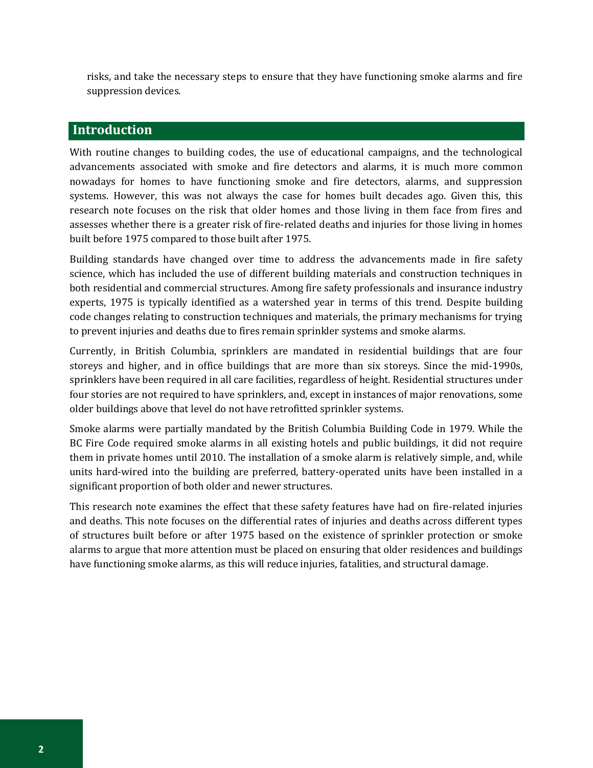risks, and take the necessary steps to ensure that they have functioning smoke alarms and fire suppression devices.

## Introduction

With routine changes to building codes, the use of educational campaigns, and the technological advancements associated with smoke and fire detectors and alarms, it is much more common nowadays for homes to have functioning smoke and fire detectors, alarms, and suppression systems. However, this was not always the case for homes built decades ago. Given this, this research note focuses on the risk that older homes and those living in them face from fires and assesses whether there is a greater risk of fire-related deaths and injuries for those living in homes built before 1975 compared to those built after 1975.

Building standards have changed over time to address the advancements made in fire safety science, which has included the use of different building materials and construction techniques in both residential and commercial structures. Among fire safety professionals and insurance industry experts, 1975 is typically identified as a watershed year in terms of this trend. Despite building code changes relating to construction techniques and materials, the primary mechanisms for trying to prevent injuries and deaths due to fires remain sprinkler systems and smoke alarms.

Currently, in British Columbia, sprinklers are mandated in residential buildings that are four storeys and higher, and in office buildings that are more than six storeys. Since the mid-1990s, sprinklers have been required in all care facilities, regardless of height. Residential structures under four stories are not required to have sprinklers, and, except in instances of major renovations, some older buildings above that level do not have retrofitted sprinkler systems.

Smoke alarms were partially mandated by the British Columbia Building Code in 1979. While the BC Fire Code required smoke alarms in all existing hotels and public buildings, it did not require them in private homes until 2010. The installation of a smoke alarm is relatively simple, and, while units hard-wired into the building are preferred, battery-operated units have been installed in a significant proportion of both older and newer structures.

This research note examines the effect that these safety features have had on fire-related injuries and deaths. This note focuses on the differential rates of injuries and deaths across different types of structures built before or after 1975 based on the existence of sprinkler protection or smoke alarms to argue that more attention must be placed on ensuring that older residences and buildings have functioning smoke alarms, as this will reduce injuries, fatalities, and structural damage.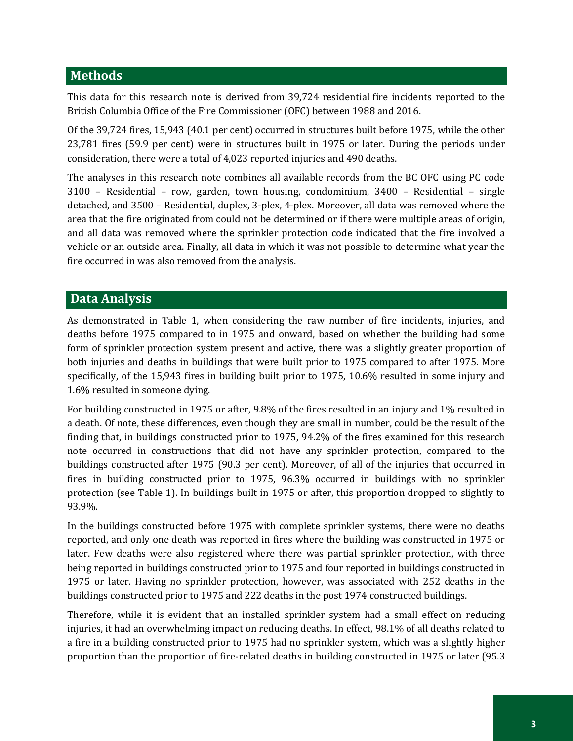## Methods

This data for this research note is derived from 39,724 residential fire incidents reported to the British Columbia Office of the Fire Commissioner (OFC) between 1988 and 2016.

Of the 39,724 fires, 15,943 (40.1 per cent) occurred in structures built before 1975, while the other 23,781 fires (59.9 per cent) were in structures built in 1975 or later. During the periods under consideration, there were a total of 4,023 reported injuries and 490 deaths.

The analyses in this research note combines all available records from the BC OFC using PC code 3100 – Residential – row, garden, town housing, condominium, 3400 – Residential – single detached, and 3500 – Residential, duplex, 3-plex, 4-plex. Moreover, all data was removed where the area that the fire originated from could not be determined or if there were multiple areas of origin, and all data was removed where the sprinkler protection code indicated that the fire involved a vehicle or an outside area. Finally, all data in which it was not possible to determine what year the fire occurred in was also removed from the analysis.

## Data Analysis

As demonstrated in Table 1, when considering the raw number of fire incidents, injuries, and deaths before 1975 compared to in 1975 and onward, based on whether the building had some form of sprinkler protection system present and active, there was a slightly greater proportion of both injuries and deaths in buildings that were built prior to 1975 compared to after 1975. More specifically, of the 15,943 fires in building built prior to 1975, 10.6% resulted in some injury and 1.6% resulted in someone dying.

For building constructed in 1975 or after, 9.8% of the fires resulted in an injury and 1% resulted in a death. Of note, these differences, even though they are small in number, could be the result of the finding that, in buildings constructed prior to 1975, 94.2% of the fires examined for this research note occurred in constructions that did not have any sprinkler protection, compared to the buildings constructed after 1975 (90.3 per cent). Moreover, of all of the injuries that occurred in fires in building constructed prior to 1975, 96.3% occurred in buildings with no sprinkler protection (see Table 1). In buildings built in 1975 or after, this proportion dropped to slightly to 93.9%.

In the buildings constructed before 1975 with complete sprinkler systems, there were no deaths reported, and only one death was reported in fires where the building was constructed in 1975 or later. Few deaths were also registered where there was partial sprinkler protection, with three being reported in buildings constructed prior to 1975 and four reported in buildings constructed in 1975 or later. Having no sprinkler protection, however, was associated with 252 deaths in the buildings constructed prior to 1975 and 222 deaths in the post 1974 constructed buildings.

Therefore, while it is evident that an installed sprinkler system had a small effect on reducing injuries, it had an overwhelming impact on reducing deaths. In effect, 98.1% of all deaths related to a fire in a building constructed prior to 1975 had no sprinkler system, which was a slightly higher proportion than the proportion of fire-related deaths in building constructed in 1975 or later (95.3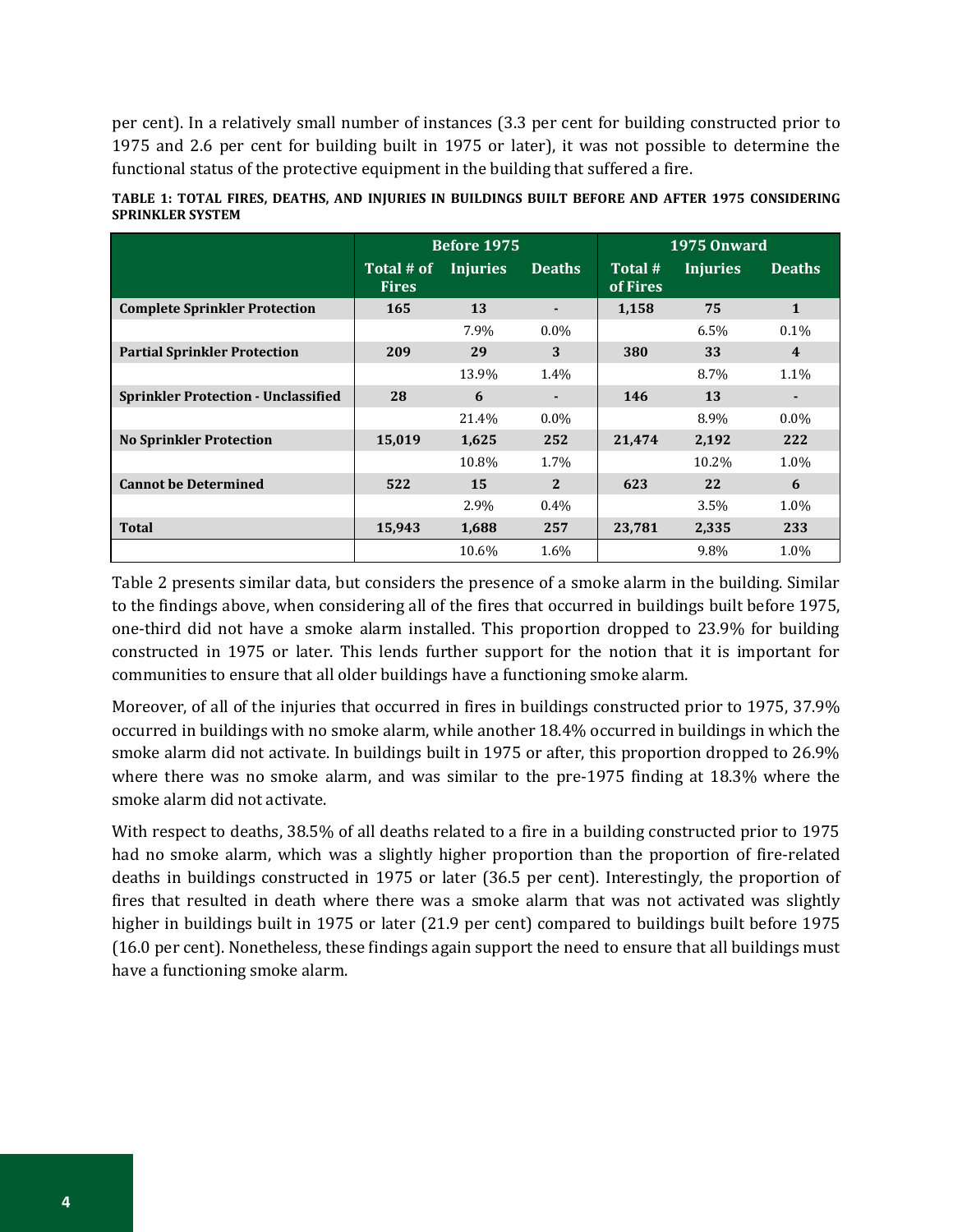per cent). In a relatively small number of instances (3.3 per cent for building constructed prior to 1975 and 2.6 per cent for building built in 1975 or later), it was not possible to determine the functional status of the protective equipment in the building that suffered a fire.

**TABLE 1: TOTAL FIRES, DEATHS, AND INJURIES IN BUILDINGS BUILT BEFORE AND AFTER 1975 CONSIDERING SPRINKLER SYSTEM**

| | Before 1975 | | | 1975 Onward | | |
|---|---|---|---|---|---|---|
| | Total # of Fires | Injuries | Deaths | Total # of Fires | Injuries | Deaths |
| **Complete Sprinkler Protection** | 165 | 13 | - | 1,158 | 75 | 1 |
| | | 7.9% | 0.0% | | 6.5% | 0.1% |
| **Partial Sprinkler Protection** | 209 | 29 | 3 | 380 | 33 | 4 |
| | | 13.9% | 1.4% | | 8.7% | 1.1% |
| **Sprinkler Protection - Unclassified** | 28 | 6 | - | 146 | 13 | - |
| | | 21.4% | 0.0% | | 8.9% | 0.0% |
| **No Sprinkler Protection** | 15,019 | 1,625 | 252 | 21,474 | 2,192 | 222 |
| | | 10.8% | 1.7% | | 10.2% | 1.0% |
| **Cannot be Determined** | 522 | 15 | 2 | 623 | 22 | 6 |
| | | 2.9% | 0.4% | | 3.5% | 1.0% |
| **Total** | 15,943 | 1,688 | 257 | 23,781 | 2,335 | 233 |
| | | 10.6% | 1.6% | | 9.8% | 1.0% |

Table 2 presents similar data, but considers the presence of a smoke alarm in the building. Similar to the findings above, when considering all of the fires that occurred in buildings built before 1975, one-third did not have a smoke alarm installed. This proportion dropped to 23.9% for building constructed in 1975 or later. This lends further support for the notion that it is important for communities to ensure that all older buildings have a functioning smoke alarm.

Moreover, of all of the injuries that occurred in fires in buildings constructed prior to 1975, 37.9% occurred in buildings with no smoke alarm, while another 18.4% occurred in buildings in which the smoke alarm did not activate. In buildings built in 1975 or after, this proportion dropped to 26.9% where there was no smoke alarm, and was similar to the pre-1975 finding at 18.3% where the smoke alarm did not activate.

With respect to deaths, 38.5% of all deaths related to a fire in a building constructed prior to 1975 had no smoke alarm, which was a slightly higher proportion than the proportion of fire-related deaths in buildings constructed in 1975 or later (36.5 per cent). Interestingly, the proportion of fires that resulted in death where there was a smoke alarm that was not activated was slightly higher in buildings built in 1975 or later (21.9 per cent) compared to buildings built before 1975 (16.0 per cent). Nonetheless, these findings again support the need to ensure that all buildings must have a functioning smoke alarm.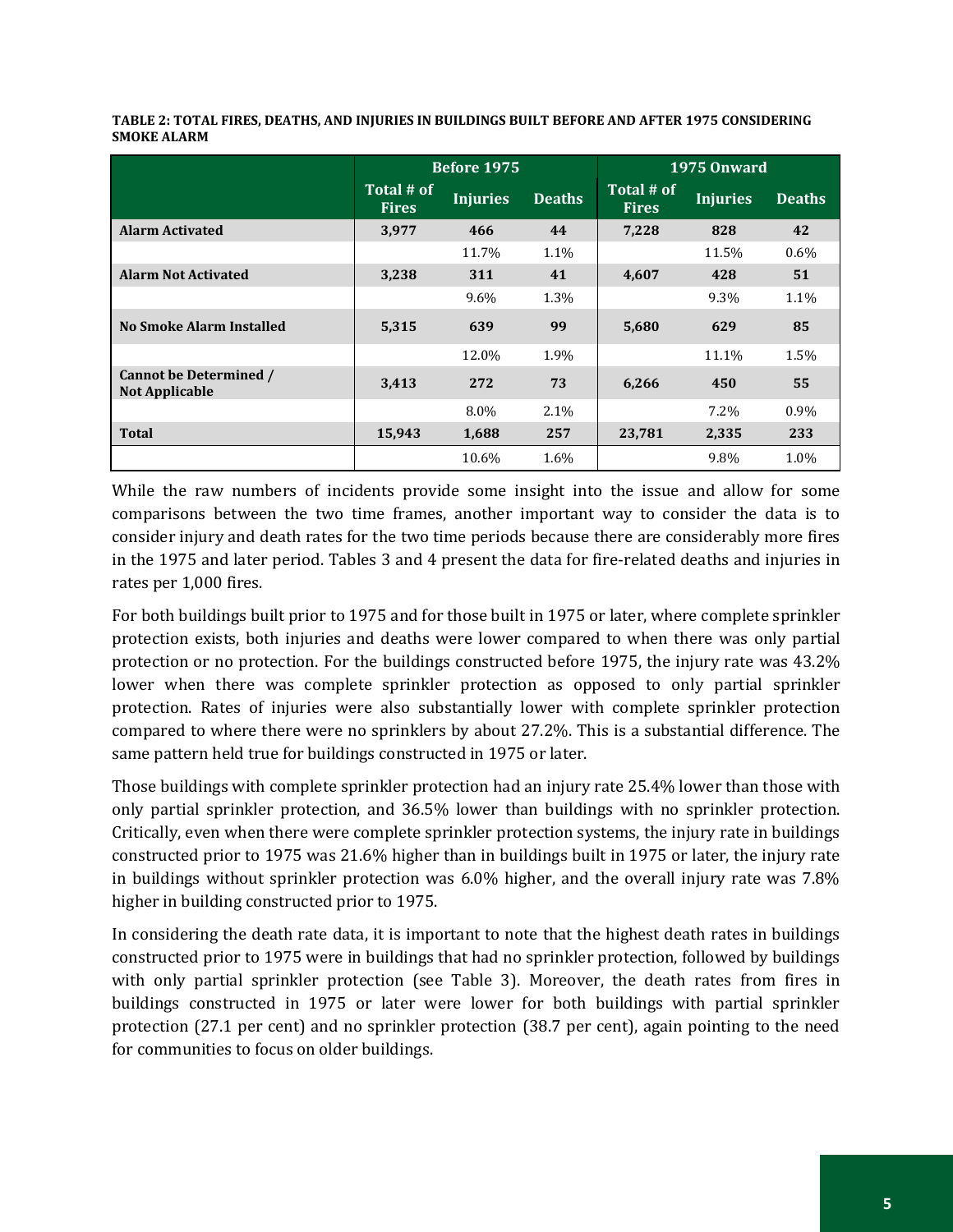**TABLE 2: TOTAL FIRES, DEATHS, AND INJURIES IN BUILDINGS BUILT BEFORE AND AFTER 1975 CONSIDERING SMOKE ALARM**

| | Before 1975 | | | 1975 Onward | | |
|---|---|---|---|---|---|---|
| | Total # of Fires | Injuries | Deaths | Total # of Fires | Injuries | Deaths |
| **Alarm Activated** | **3,977** | **466** | **44** | **7,228** | **828** | **42** |
| | | 11.7% | 1.1% | | 11.5% | 0.6% |
| **Alarm Not Activated** | **3,238** | **311** | **41** | **4,607** | **428** | **51** |
| | | 9.6% | 1.3% | | 9.3% | 1.1% |
| **No Smoke Alarm Installed** | **5,315** | **639** | **99** | **5,680** | **629** | **85** |
| | | 12.0% | 1.9% | | 11.1% | 1.5% |
| **Cannot be Determined / Not Applicable** | **3,413** | **272** | **73** | **6,266** | **450** | **55** |
| | | 8.0% | 2.1% | | 7.2% | 0.9% |
| **Total** | **15,943** | **1,688** | **257** | **23,781** | **2,335** | **233** |
| | | 10.6% | 1.6% | | 9.8% | 1.0% |

While the raw numbers of incidents provide some insight into the issue and allow for some comparisons between the two time frames, another important way to consider the data is to consider injury and death rates for the two time periods because there are considerably more fires in the 1975 and later period. Tables 3 and 4 present the data for fire-related deaths and injuries in rates per 1,000 fires.

For both buildings built prior to 1975 and for those built in 1975 or later, where complete sprinkler protection exists, both injuries and deaths were lower compared to when there was only partial protection or no protection. For the buildings constructed before 1975, the injury rate was 43.2% lower when there was complete sprinkler protection as opposed to only partial sprinkler protection. Rates of injuries were also substantially lower with complete sprinkler protection compared to where there were no sprinklers by about 27.2%. This is a substantial difference. The same pattern held true for buildings constructed in 1975 or later.

Those buildings with complete sprinkler protection had an injury rate 25.4% lower than those with only partial sprinkler protection, and 36.5% lower than buildings with no sprinkler protection. Critically, even when there were complete sprinkler protection systems, the injury rate in buildings constructed prior to 1975 was 21.6% higher than in buildings built in 1975 or later, the injury rate in buildings without sprinkler protection was 6.0% higher, and the overall injury rate was 7.8% higher in building constructed prior to 1975.

In considering the death rate data, it is important to note that the highest death rates in buildings constructed prior to 1975 were in buildings that had no sprinkler protection, followed by buildings with only partial sprinkler protection (see Table 3). Moreover, the death rates from fires in buildings constructed in 1975 or later were lower for both buildings with partial sprinkler protection (27.1 per cent) and no sprinkler protection (38.7 per cent), again pointing to the need for communities to focus on older buildings.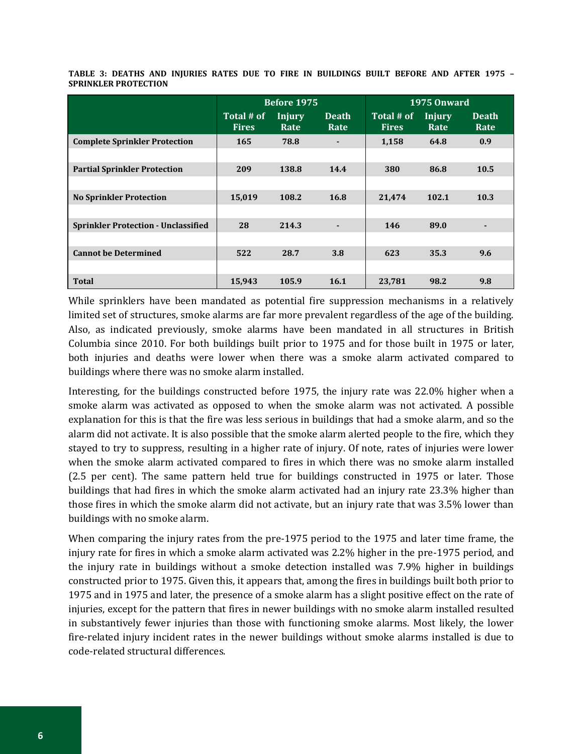**TABLE 3: DEATHS AND INJURIES RATES DUE TO FIRE IN BUILDINGS BUILT BEFORE AND AFTER 1975 – SPRINKLER PROTECTION**

| | Before 1975 | | | 1975 Onward | | |
|---|---|---|---|---|---|---|
| | Total # of Fires | Injury Rate | Death Rate | Total # of Fires | Injury Rate | Death Rate |
| **Complete Sprinkler Protection** | 165 | 78.8 | - | 1,158 | 64.8 | 0.9 |
| **Partial Sprinkler Protection** | 209 | 138.8 | 14.4 | 380 | 86.8 | 10.5 |
| **No Sprinkler Protection** | 15,019 | 108.2 | 16.8 | 21,474 | 102.1 | 10.3 |
| **Sprinkler Protection - Unclassified** | 28 | 214.3 | - | 146 | 89.0 | - |
| **Cannot be Determined** | 522 | 28.7 | 3.8 | 623 | 35.3 | 9.6 |
| **Total** | 15,943 | 105.9 | 16.1 | 23,781 | 98.2 | 9.8 |

While sprinklers have been mandated as potential fire suppression mechanisms in a relatively limited set of structures, smoke alarms are far more prevalent regardless of the age of the building. Also, as indicated previously, smoke alarms have been mandated in all structures in British Columbia since 2010. For both buildings built prior to 1975 and for those built in 1975 or later, both injuries and deaths were lower when there was a smoke alarm activated compared to buildings where there was no smoke alarm installed.

Interesting, for the buildings constructed before 1975, the injury rate was 22.0% higher when a smoke alarm was activated as opposed to when the smoke alarm was not activated. A possible explanation for this is that the fire was less serious in buildings that had a smoke alarm, and so the alarm did not activate. It is also possible that the smoke alarm alerted people to the fire, which they stayed to try to suppress, resulting in a higher rate of injury. Of note, rates of injuries were lower when the smoke alarm activated compared to fires in which there was no smoke alarm installed (2.5 per cent). The same pattern held true for buildings constructed in 1975 or later. Those buildings that had fires in which the smoke alarm activated had an injury rate 23.3% higher than those fires in which the smoke alarm did not activate, but an injury rate that was 3.5% lower than buildings with no smoke alarm.

When comparing the injury rates from the pre-1975 period to the 1975 and later time frame, the injury rate for fires in which a smoke alarm activated was 2.2% higher in the pre-1975 period, and the injury rate in buildings without a smoke detection installed was 7.9% higher in buildings constructed prior to 1975. Given this, it appears that, among the fires in buildings built both prior to 1975 and in 1975 and later, the presence of a smoke alarm has a slight positive effect on the rate of injuries, except for the pattern that fires in newer buildings with no smoke alarm installed resulted in substantively fewer injuries than those with functioning smoke alarms. Most likely, the lower fire-related injury incident rates in the newer buildings without smoke alarms installed is due to code-related structural differences.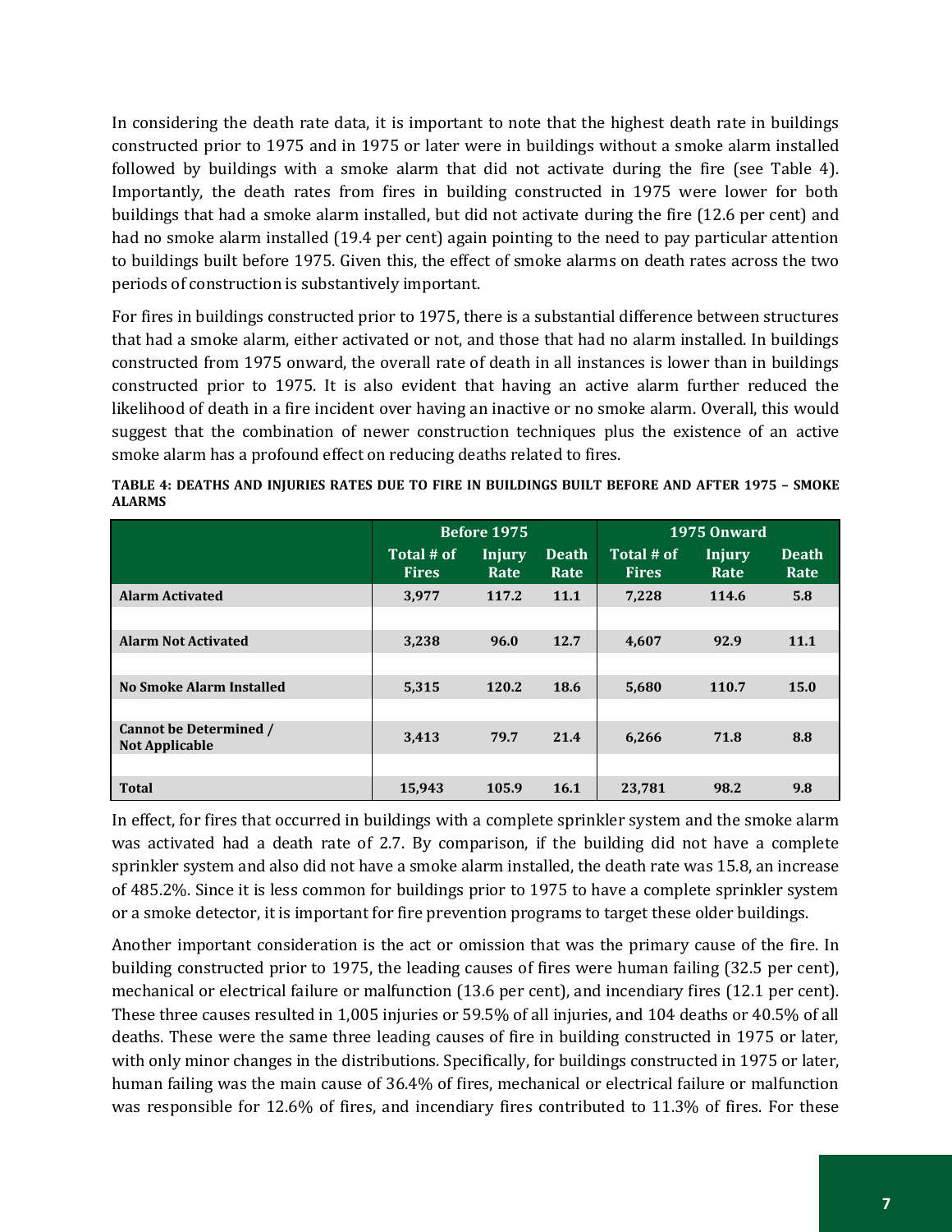In considering the death rate data, it is important to note that the highest death rate in buildings constructed prior to 1975 and in 1975 or later were in buildings without a smoke alarm installed followed by buildings with a smoke alarm that did not activate during the fire (see Table 4). Importantly, the death rates from fires in building constructed in 1975 were lower for both buildings that had a smoke alarm installed, but did not activate during the fire (12.6 per cent) and had no smoke alarm installed (19.4 per cent) again pointing to the need to pay particular attention to buildings built before 1975. Given this, the effect of smoke alarms on death rates across the two periods of construction is substantively important.

For fires in buildings constructed prior to 1975, there is a substantial difference between structures that had a smoke alarm, either activated or not, and those that had no alarm installed. In buildings constructed from 1975 onward, the overall rate of death in all instances is lower than in buildings constructed prior to 1975. It is also evident that having an active alarm further reduced the likelihood of death in a fire incident over having an inactive or no smoke alarm. Overall, this would suggest that the combination of newer construction techniques plus the existence of an active smoke alarm has a profound effect on reducing deaths related to fires.

**TABLE 4: DEATHS AND INJURIES RATES DUE TO FIRE IN BUILDINGS BUILT BEFORE AND AFTER 1975 – SMOKE ALARMS**

| | Before 1975 | | | 1975 Onward | | |
|---|---|---|---|---|---|---|
| | Total # of Fires | Injury Rate | Death Rate | Total # of Fires | Injury Rate | Death Rate |
| **Alarm Activated** | 3,977 | 117.2 | 11.1 | 7,228 | 114.6 | 5.8 |
| **Alarm Not Activated** | 3,238 | 96.0 | 12.7 | 4,607 | 92.9 | 11.1 |
| **No Smoke Alarm Installed** | 5,315 | 120.2 | 18.6 | 5,680 | 110.7 | 15.0 |
| **Cannot be Determined / Not Applicable** | 3,413 | 79.7 | 21.4 | 6,266 | 71.8 | 8.8 |
| **Total** | 15,943 | 105.9 | 16.1 | 23,781 | 98.2 | 9.8 |

In effect, for fires that occurred in buildings with a complete sprinkler system and the smoke alarm was activated had a death rate of 2.7. By comparison, if the building did not have a complete sprinkler system and also did not have a smoke alarm installed, the death rate was 15.8, an increase of 485.2%. Since it is less common for buildings prior to 1975 to have a complete sprinkler system or a smoke detector, it is important for fire prevention programs to target these older buildings.

Another important consideration is the act or omission that was the primary cause of the fire. In building constructed prior to 1975, the leading causes of fires were human failing (32.5 per cent), mechanical or electrical failure or malfunction (13.6 per cent), and incendiary fires (12.1 per cent). These three causes resulted in 1,005 injuries or 59.5% of all injuries, and 104 deaths or 40.5% of all deaths. These were the same three leading causes of fire in building constructed in 1975 or later, with only minor changes in the distributions. Specifically, for buildings constructed in 1975 or later, human failing was the main cause of 36.4% of fires, mechanical or electrical failure or malfunction was responsible for 12.6% of fires, and incendiary fires contributed to 11.3% of fires. For these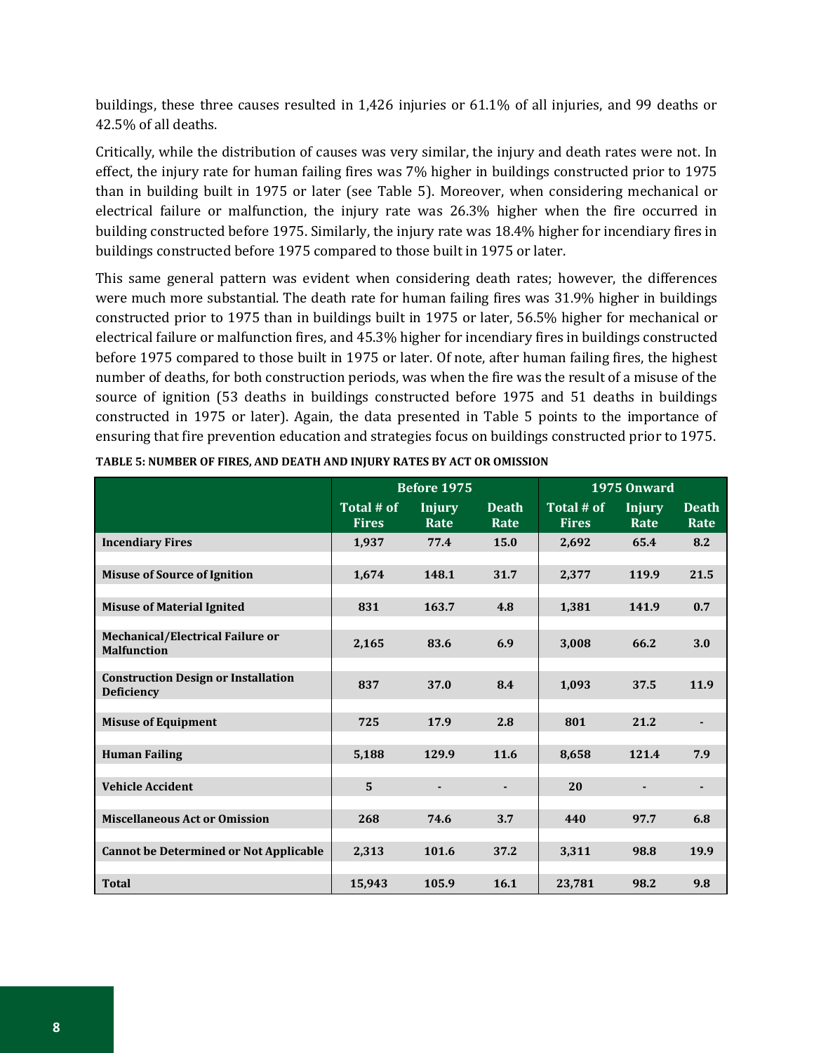buildings, these three causes resulted in 1,426 injuries or 61.1% of all injuries, and 99 deaths or 42.5% of all deaths.

Critically, while the distribution of causes was very similar, the injury and death rates were not. In effect, the injury rate for human failing fires was 7% higher in buildings constructed prior to 1975 than in building built in 1975 or later (see Table 5). Moreover, when considering mechanical or electrical failure or malfunction, the injury rate was 26.3% higher when the fire occurred in building constructed before 1975. Similarly, the injury rate was 18.4% higher for incendiary fires in buildings constructed before 1975 compared to those built in 1975 or later.

This same general pattern was evident when considering death rates; however, the differences were much more substantial. The death rate for human failing fires was 31.9% higher in buildings constructed prior to 1975 than in buildings built in 1975 or later, 56.5% higher for mechanical or electrical failure or malfunction fires, and 45.3% higher for incendiary fires in buildings constructed before 1975 compared to those built in 1975 or later. Of note, after human failing fires, the highest number of deaths, for both construction periods, was when the fire was the result of a misuse of the source of ignition (53 deaths in buildings constructed before 1975 and 51 deaths in buildings constructed in 1975 or later). Again, the data presented in Table 5 points to the importance of ensuring that fire prevention education and strategies focus on buildings constructed prior to 1975.

**TABLE 5: NUMBER OF FIRES, AND DEATH AND INJURY RATES BY ACT OR OMISSION**

| | Before 1975 | | | 1975 Onward | | |
|---|---|---|---|---|---|---|
| | **Total # of Fires** | **Injury Rate** | **Death Rate** | **Total # of Fires** | **Injury Rate** | **Death Rate** |
| **Incendiary Fires** | 1,937 | 77.4 | 15.0 | 2,692 | 65.4 | 8.2 |
| **Misuse of Source of Ignition** | 1,674 | 148.1 | 31.7 | 2,377 | 119.9 | 21.5 |
| **Misuse of Material Ignited** | 831 | 163.7 | 4.8 | 1,381 | 141.9 | 0.7 |
| **Mechanical/Electrical Failure or Malfunction** | 2,165 | 83.6 | 6.9 | 3,008 | 66.2 | 3.0 |
| **Construction Design or Installation Deficiency** | 837 | 37.0 | 8.4 | 1,093 | 37.5 | 11.9 |
| **Misuse of Equipment** | 725 | 17.9 | 2.8 | 801 | 21.2 | - |
| **Human Failing** | 5,188 | 129.9 | 11.6 | 8,658 | 121.4 | 7.9 |
| **Vehicle Accident** | 5 | - | - | 20 | - | - |
| **Miscellaneous Act or Omission** | 268 | 74.6 | 3.7 | 440 | 97.7 | 6.8 |
| **Cannot be Determined or Not Applicable** | 2,313 | 101.6 | 37.2 | 3,311 | 98.8 | 19.9 |
| **Total** | 15,943 | 105.9 | 16.1 | 23,781 | 98.2 | 9.8 |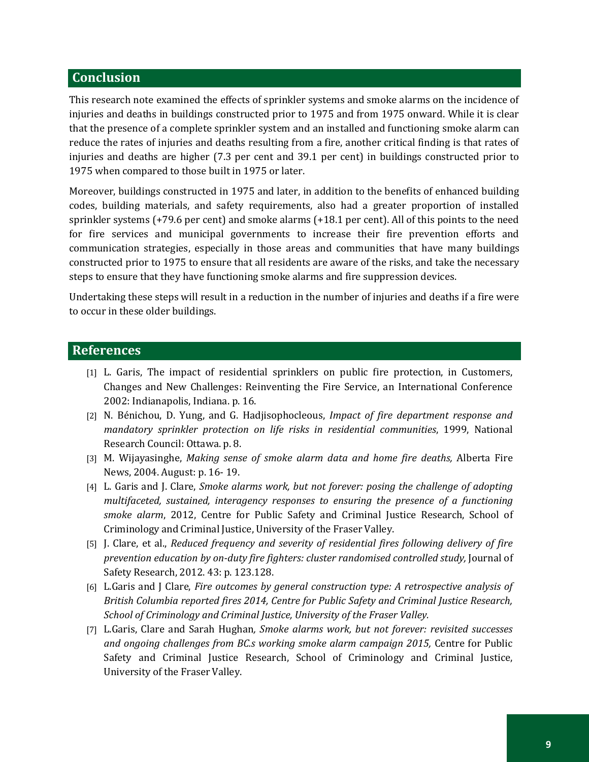## Conclusion

This research note examined the effects of sprinkler systems and smoke alarms on the incidence of injuries and deaths in buildings constructed prior to 1975 and from 1975 onward. While it is clear that the presence of a complete sprinkler system and an installed and functioning smoke alarm can reduce the rates of injuries and deaths resulting from a fire, another critical finding is that rates of injuries and deaths are higher (7.3 per cent and 39.1 per cent) in buildings constructed prior to 1975 when compared to those built in 1975 or later.

Moreover, buildings constructed in 1975 and later, in addition to the benefits of enhanced building codes, building materials, and safety requirements, also had a greater proportion of installed sprinkler systems (+79.6 per cent) and smoke alarms (+18.1 per cent). All of this points to the need for fire services and municipal governments to increase their fire prevention efforts and communication strategies, especially in those areas and communities that have many buildings constructed prior to 1975 to ensure that all residents are aware of the risks, and take the necessary steps to ensure that they have functioning smoke alarms and fire suppression devices.

Undertaking these steps will result in a reduction in the number of injuries and deaths if a fire were to occur in these older buildings.

## References

[1] L. Garis, The impact of residential sprinklers on public fire protection, in Customers, Changes and New Challenges: Reinventing the Fire Service, an International Conference 2002: Indianapolis, Indiana. p. 16.

[2] N. Bénichou, D. Yung, and G. Hadjisophocleous, *Impact of fire department response and mandatory sprinkler protection on life risks in residential communities*, 1999, National Research Council: Ottawa. p. 8.

[3] M. Wijayasinghe, *Making sense of smoke alarm data and home fire deaths,* Alberta Fire News, 2004. August: p. 16- 19.

[4] L. Garis and J. Clare, *Smoke alarms work, but not forever: posing the challenge of adopting multifaceted, sustained, interagency responses to ensuring the presence of a functioning smoke alarm*, 2012, Centre for Public Safety and Criminal Justice Research, School of Criminology and Criminal Justice, University of the Fraser Valley.

[5] J. Clare, et al., *Reduced frequency and severity of residential fires following delivery of fire prevention education by on-duty fire fighters: cluster randomised controlled study,* Journal of Safety Research, 2012. 43: p. 123.128.

[6] L.Garis and J Clare, *Fire outcomes by general construction type: A retrospective analysis of British Columbia reported fires 2014, Centre for Public Safety and Criminal Justice Research, School of Criminology and Criminal Justice, University of the Fraser Valley.*

[7] L.Garis, Clare and Sarah Hughan*, Smoke alarms work, but not forever: revisited successes and ongoing challenges from BC.s working smoke alarm campaign 2015,* Centre for Public Safety and Criminal Justice Research, School of Criminology and Criminal Justice, University of the Fraser Valley.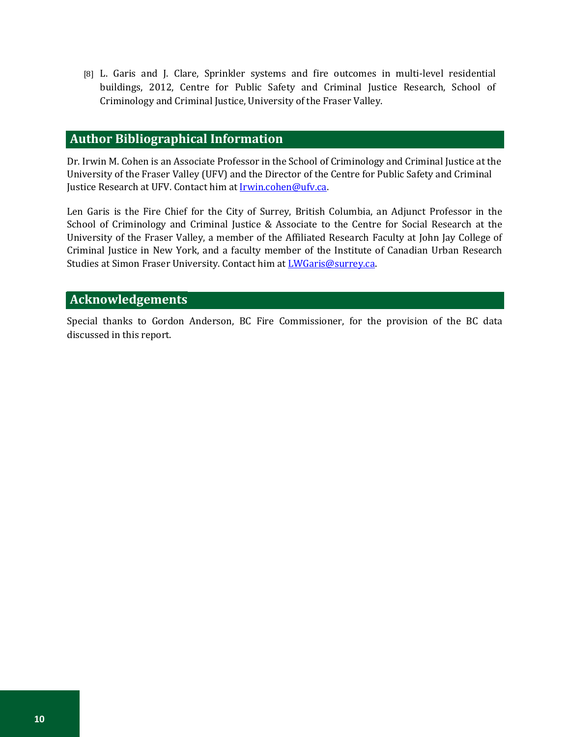[8] L. Garis and J. Clare, Sprinkler systems and fire outcomes in multi-level residential buildings, 2012, Centre for Public Safety and Criminal Justice Research, School of Criminology and Criminal Justice, University of the Fraser Valley.

## Author Bibliographical Information

Dr. Irwin M. Cohen is an Associate Professor in the School of Criminology and Criminal Justice at the University of the Fraser Valley (UFV) and the Director of the Centre for Public Safety and Criminal Justice Research at UFV. Contact him at Irwin.cohen@ufv.ca.

Len Garis is the Fire Chief for the City of Surrey, British Columbia, an Adjunct Professor in the School of Criminology and Criminal Justice & Associate to the Centre for Social Research at the University of the Fraser Valley, a member of the Affiliated Research Faculty at John Jay College of Criminal Justice in New York, and a faculty member of the Institute of Canadian Urban Research Studies at Simon Fraser University. Contact him at LWGaris@surrey.ca.

## Acknowledgements

Special thanks to Gordon Anderson, BC Fire Commissioner, for the provision of the BC data discussed in this report.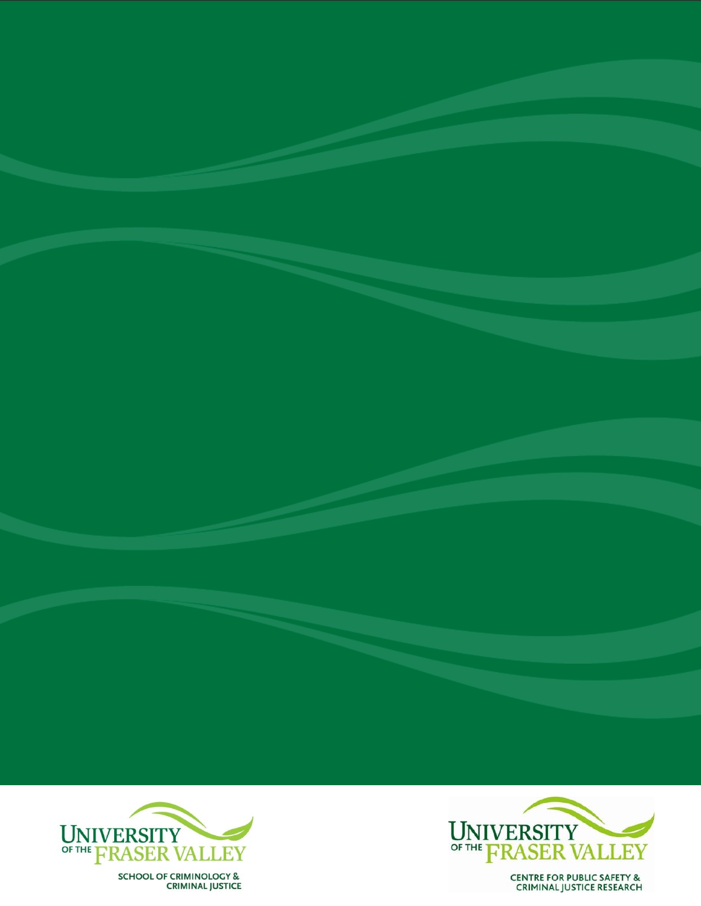UNIVERSITY OF THE FRASER VALLEY

SCHOOL OF CRIMINOLOGY & CRIMINAL JUSTICE

UNIVERSITY OF THE FRASER VALLEY

CENTRE FOR PUBLIC SAFETY & CRIMINAL JUSTICE RESEARCH